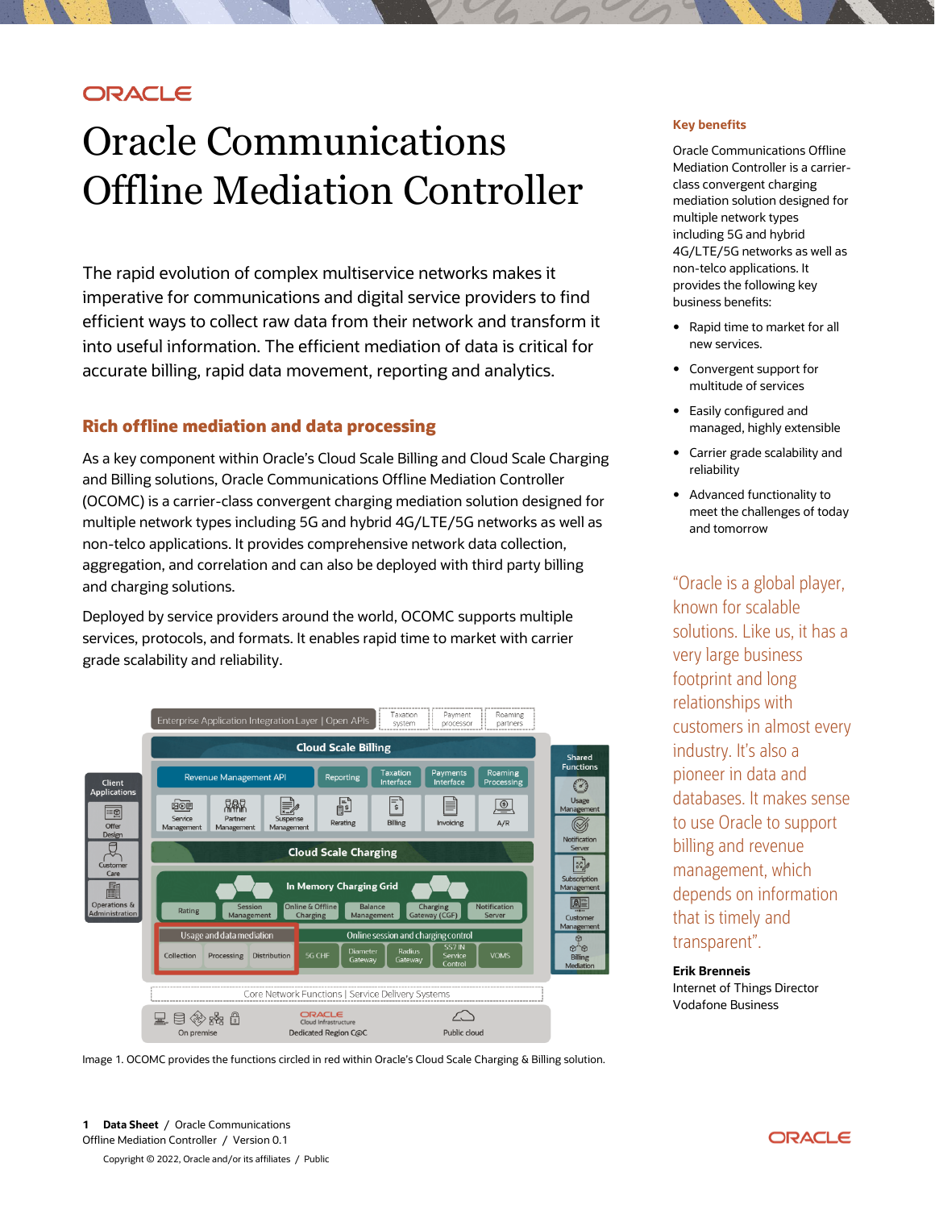# Oracle Communications Offline Mediation Controller

The rapid evolution of complex multiservice networks makes it imperative for communications and digital service providers to find efficient ways to collect raw data from their network and transform it into useful information. The efficient mediation of data is critical for accurate billing, rapid data movement, reporting and analytics.

## Rich offline mediation and data processing

As a key component within Oracle's Cloud Scale Billing and Cloud Scale Charging and Billing solutions, Oracle Communications Offline Mediation Controller (OCOMC) is a carrier-class convergent charging mediation solution designed for multiple network types including 5G and hybrid 4G/LTE/5G networks as well as non-telco applications. It provides comprehensive network data collection, aggregation, and correlation and can also be deployed with third party billing and charging solutions.

Deployed by service providers around the world, OCOMC supports multiple services, protocols, and formats. It enables rapid time to market with carrier grade scalability and reliability.

Image 1. OCOMC provides the functions circled in red within Oracle's Cloud Scale Charging & Billing solution.

### Key benefits

Oracle Communications Offline Mediation Controller is a carrier-class convergent charging mediation solution designed for multiple network types including 5G and hybrid 4G/LTE/5G networks as well as non-telco applications. It provides the following key business benefits:

- Rapid time to market for all new services.
- Convergent support for multitude of services
- Easily configured and managed, highly extensible
- Carrier grade scalability and reliability
- Advanced functionality to meet the challenges of today and tomorrow

"Oracle is a global player, known for scalable solutions. Like us, it has a very large business footprint and long relationships with customers in almost every industry. It's also a pioneer in data and databases. It makes sense to use Oracle to support billing and revenue management, which depends on information that is timely and transparent".

**Erik Brenneis**
Internet of Things Director
Vodafone Business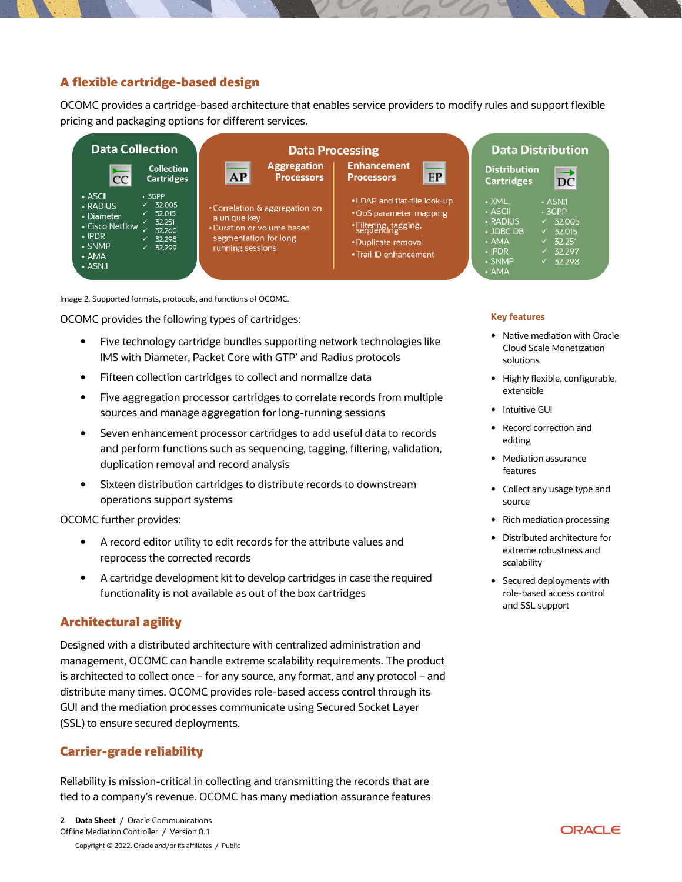## A flexible cartridge-based design

OCOMC provides a cartridge-based architecture that enables service providers to modify rules and support flexible pricing and packaging options for different services.

**Data Collection**

Collection Cartridges

- ASCII
- RADIUS
- Diameter
- Cisco Netflow
- IPDR
- SNMP
- AMA
- ASN.1
- 3GPP
  - ✓ 32.005
  - ✓ 32.015
  - ✓ 32.251
  - ✓ 32.260
  - ✓ 32.298
  - ✓ 32.299

**Data Processing**

Aggregation Processors

- Correlation & aggregation on a unique key
- Duration or volume based segmentation for long running sessions

Enhancement Processors

- LDAP and flat-file look-up
- QoS parameter mapping
- Filtering, tagging, sequencing
- Duplicate removal
- Trail ID enhancement

**Data Distribution**

Distribution Cartridges

- XML,
- ASCII
- RADIUS
- JDBC DB
- AMA
- IPDR
- SNMP
- AMA
- ASN.1
- 3GPP
  - ✓ 32.005
  - ✓ 32.015
  - ✓ 32.251
  - ✓ 32.297
  - ✓ 32.298

Image 2. Supported formats, protocols, and functions of OCOMC.

OCOMC provides the following types of cartridges:

- Five technology cartridge bundles supporting network technologies like IMS with Diameter, Packet Core with GTP' and Radius protocols
- Fifteen collection cartridges to collect and normalize data
- Five aggregation processor cartridges to correlate records from multiple sources and manage aggregation for long-running sessions
- Seven enhancement processor cartridges to add useful data to records and perform functions such as sequencing, tagging, filtering, validation, duplication removal and record analysis
- Sixteen distribution cartridges to distribute records to downstream operations support systems

OCOMC further provides:

- A record editor utility to edit records for the attribute values and reprocess the corrected records
- A cartridge development kit to develop cartridges in case the required functionality is not available as out of the box cartridges

## Architectural agility

Designed with a distributed architecture with centralized administration and management, OCOMC can handle extreme scalability requirements. The product is architected to collect once – for any source, any format, and any protocol – and distribute many times. OCOMC provides role-based access control through its GUI and the mediation processes communicate using Secured Socket Layer (SSL) to ensure secured deployments.

## Carrier-grade reliability

Reliability is mission-critical in collecting and transmitting the records that are tied to a company's revenue. OCOMC has many mediation assurance features

### Key features

- Native mediation with Oracle Cloud Scale Monetization solutions
- Highly flexible, configurable, extensible
- Intuitive GUI
- Record correction and editing
- Mediation assurance features
- Collect any usage type and source
- Rich mediation processing
- Distributed architecture for extreme robustness and scalability
- Secured deployments with role-based access control and SSL support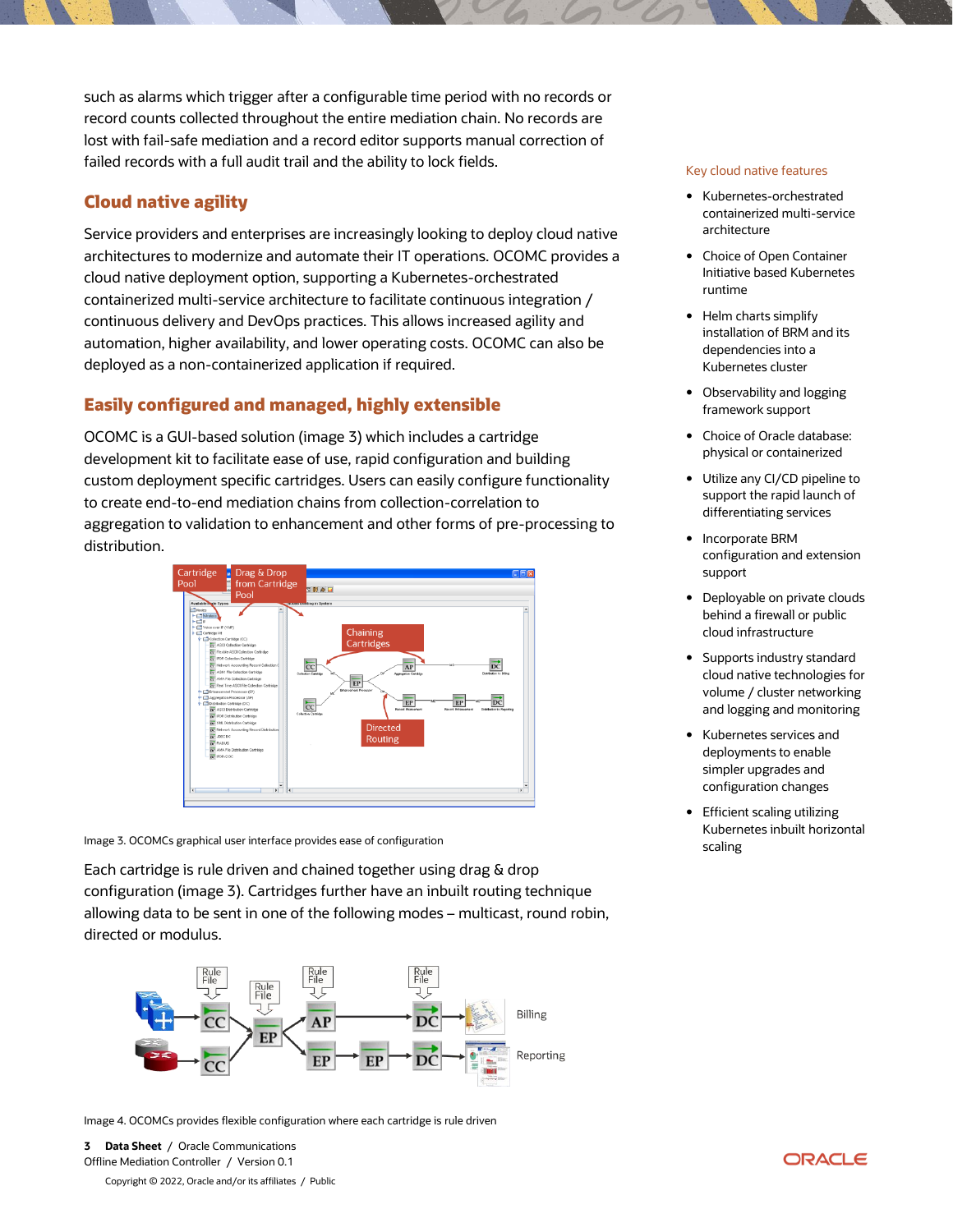such as alarms which trigger after a configurable time period with no records or record counts collected throughout the entire mediation chain. No records are lost with fail-safe mediation and a record editor supports manual correction of failed records with a full audit trail and the ability to lock fields.

## Cloud native agility

Service providers and enterprises are increasingly looking to deploy cloud native architectures to modernize and automate their IT operations. OCOMC provides a cloud native deployment option, supporting a Kubernetes-orchestrated containerized multi-service architecture to facilitate continuous integration / continuous delivery and DevOps practices. This allows increased agility and automation, higher availability, and lower operating costs. OCOMC can also be deployed as a non-containerized application if required.

## Easily configured and managed, highly extensible

OCOMC is a GUI-based solution (image 3) which includes a cartridge development kit to facilitate ease of use, rapid configuration and building custom deployment specific cartridges. Users can easily configure functionality to create end-to-end mediation chains from collection-correlation to aggregation to validation to enhancement and other forms of pre-processing to distribution.

Image 3. OCOMCs graphical user interface provides ease of configuration

Each cartridge is rule driven and chained together using drag & drop configuration (image 3). Cartridges further have an inbuilt routing technique allowing data to be sent in one of the following modes – multicast, round robin, directed or modulus.

Image 4. OCOMCs provides flexible configuration where each cartridge is rule driven

### Key cloud native features

- Kubernetes-orchestrated containerized multi-service architecture
- Choice of Open Container Initiative based Kubernetes runtime
- Helm charts simplify installation of BRM and its dependencies into a Kubernetes cluster
- Observability and logging framework support
- Choice of Oracle database: physical or containerized
- Utilize any CI/CD pipeline to support the rapid launch of differentiating services
- Incorporate BRM configuration and extension support
- Deployable on private clouds behind a firewall or public cloud infrastructure
- Supports industry standard cloud native technologies for volume / cluster networking and logging and monitoring
- Kubernetes services and deployments to enable simpler upgrades and configuration changes
- Efficient scaling utilizing Kubernetes inbuilt horizontal scaling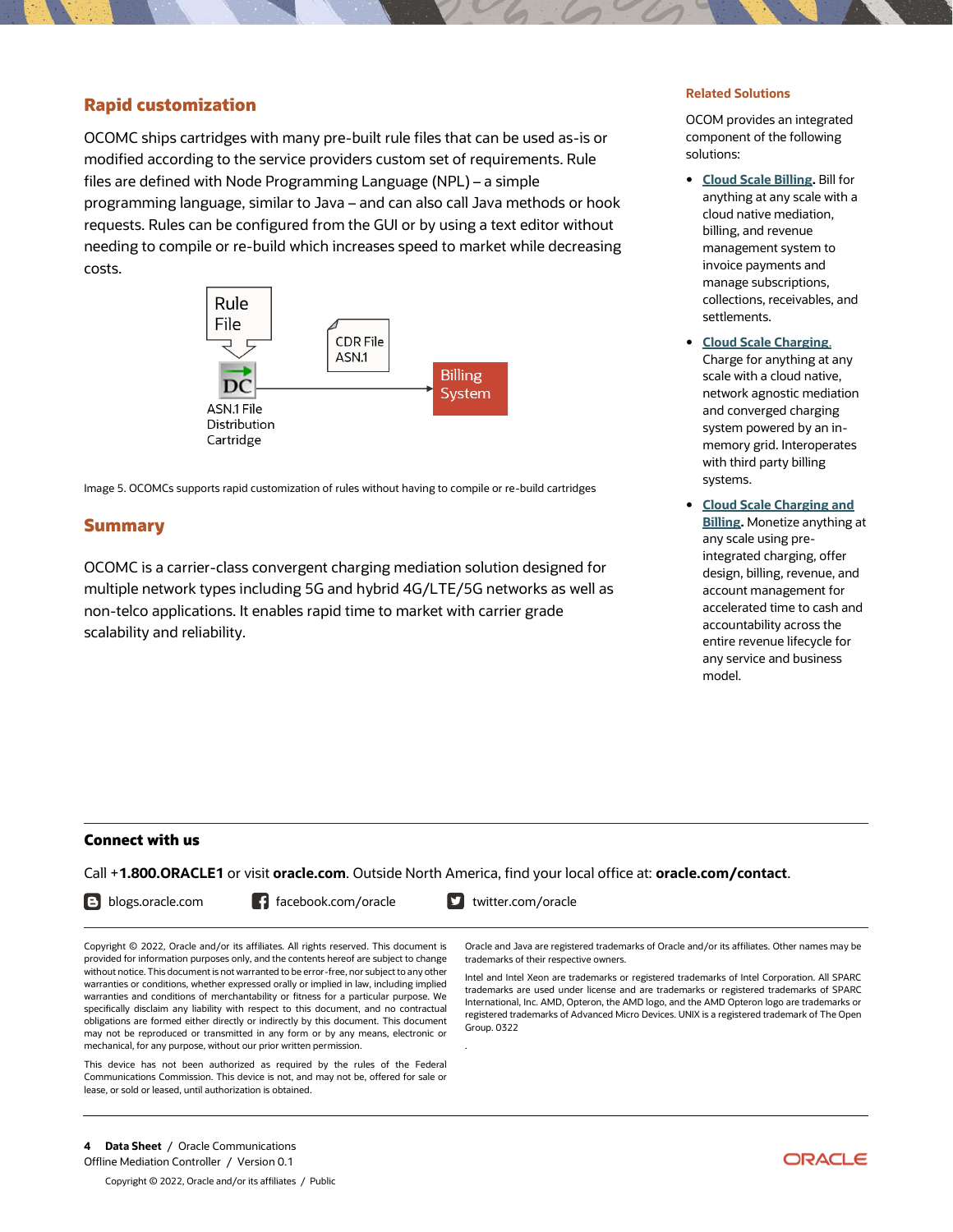## Rapid customization

OCOMC ships cartridges with many pre-built rule files that can be used as-is or modified according to the service providers custom set of requirements. Rule files are defined with Node Programming Language (NPL) – a simple programming language, similar to Java – and can also call Java methods or hook requests. Rules can be configured from the GUI or by using a text editor without needing to compile or re-build which increases speed to market while decreasing costs.

Rule File

CDR File ASN.1

DC

Billing System

ASN.1 File Distribution Cartridge

Image 5. OCOMCs supports rapid customization of rules without having to compile or re-build cartridges

## Summary

OCOMC is a carrier-class convergent charging mediation solution designed for multiple network types including 5G and hybrid 4G/LTE/5G networks as well as non-telco applications. It enables rapid time to market with carrier grade scalability and reliability.

### Related Solutions

OCOM provides an integrated component of the following solutions:

- **Cloud Scale Billing**. Bill for anything at any scale with a cloud native mediation, billing, and revenue management system to invoice payments and manage subscriptions, collections, receivables, and settlements.
- **Cloud Scale Charging.** Charge for anything at any scale with a cloud native, network agnostic mediation and converged charging system powered by an in-memory grid. Interoperates with third party billing systems.
- **Cloud Scale Charging and Billing**. Monetize anything at any scale using pre-integrated charging, offer design, billing, revenue, and account management for accelerated time to cash and accountability across the entire revenue lifecycle for any service and business model.

### Connect with us

Call +**1.800.ORACLE1** or visit **oracle.com**. Outside North America, find your local office at: **oracle.com/contact**.

blogs.oracle.com    facebook.com/oracle    twitter.com/oracle

Copyright © 2022, Oracle and/or its affiliates. All rights reserved. This document is provided for information purposes only, and the contents hereof are subject to change without notice. This document is not warranted to be error-free, nor subject to any other warranties or conditions, whether expressed orally or implied in law, including implied warranties and conditions of merchantability or fitness for a particular purpose. We specifically disclaim any liability with respect to this document, and no contractual obligations are formed either directly or indirectly by this document. This document may not be reproduced or transmitted in any form or by any means, electronic or mechanical, for any purpose, without our prior written permission.

This device has not been authorized as required by the rules of the Federal Communications Commission. This device is not, and may not be, offered for sale or lease, or sold or leased, until authorization is obtained.

Oracle and Java are registered trademarks of Oracle and/or its affiliates. Other names may be trademarks of their respective owners.

Intel and Intel Xeon are trademarks or registered trademarks of Intel Corporation. All SPARC trademarks are used under license and are trademarks or registered trademarks of SPARC International, Inc. AMD, Opteron, the AMD logo, and the AMD Opteron logo are trademarks or registered trademarks of Advanced Micro Devices. UNIX is a registered trademark of The Open Group. 0322